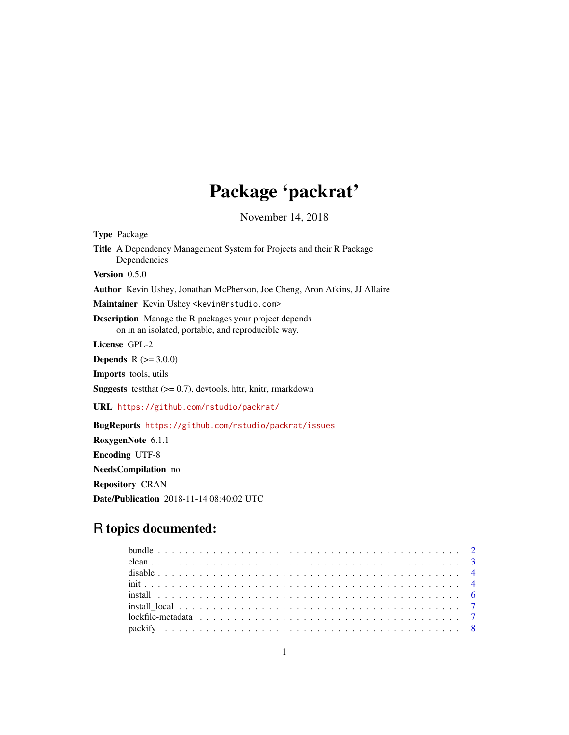# Package 'packrat'

November 14, 2018

**Type** Package

**Title** A Dependency Management System for Projects and their R Package Dependencies

**Version** 0.5.0

**Author** Kevin Ushey, Jonathan McPherson, Joe Cheng, Aron Atkins, JJ Allaire

**Maintainer** Kevin Ushey <kevin@rstudio.com>

**Description** Manage the R packages your project depends on in an isolated, portable, and reproducible way.

**License** GPL-2

**Depends** R (>= 3.0.0)

**Imports** tools, utils

**Suggests** testthat (>= 0.7), devtools, httr, knitr, rmarkdown

**URL** https://github.com/rstudio/packrat/

**BugReports** https://github.com/rstudio/packrat/issues

**RoxygenNote** 6.1.1

**Encoding** UTF-8

**NeedsCompilation** no

**Repository** CRAN

**Date/Publication** 2018-11-14 08:40:02 UTC

## R topics documented:

- bundle . . . . . . . . . . . . . . . . . . . . . . . . . . . . . . . . . . . . . . . . 2
- clean . . . . . . . . . . . . . . . . . . . . . . . . . . . . . . . . . . . . . . . . 3
- disable . . . . . . . . . . . . . . . . . . . . . . . . . . . . . . . . . . . . . . . . 4
- init . . . . . . . . . . . . . . . . . . . . . . . . . . . . . . . . . . . . . . . . 4
- install . . . . . . . . . . . . . . . . . . . . . . . . . . . . . . . . . . . . . . . . 6
- install_local . . . . . . . . . . . . . . . . . . . . . . . . . . . . . . . . . . . . . . . . 7
- lockfile-metadata . . . . . . . . . . . . . . . . . . . . . . . . . . . . . . . . . . . . . . . . 7
- packify . . . . . . . . . . . . . . . . . . . . . . . . . . . . . . . . . . . . . . . . 8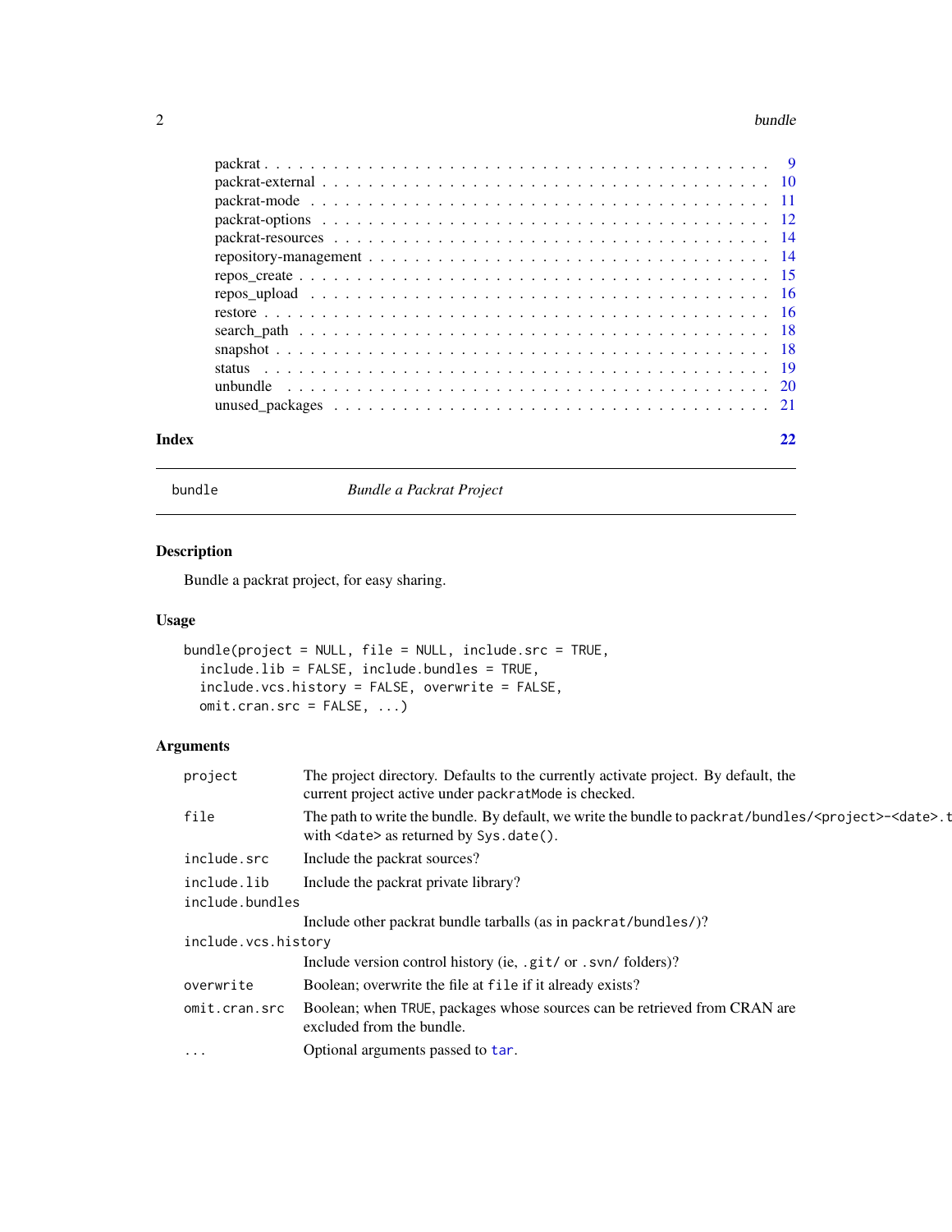packrat . . . . . . . . . . . . . . . . . . . . . . . . . . . . . . . . . . . . . . . . . 9
packrat-external . . . . . . . . . . . . . . . . . . . . . . . . . . . . . . . . . . . . . 10
packrat-mode . . . . . . . . . . . . . . . . . . . . . . . . . . . . . . . . . . . . . . . 11
packrat-options . . . . . . . . . . . . . . . . . . . . . . . . . . . . . . . . . . . . . 12
packrat-resources . . . . . . . . . . . . . . . . . . . . . . . . . . . . . . . . . . . . 14
repository-management . . . . . . . . . . . . . . . . . . . . . . . . . . . . . . . . . . 14
repos_create . . . . . . . . . . . . . . . . . . . . . . . . . . . . . . . . . . . . . . . 15
repos_upload . . . . . . . . . . . . . . . . . . . . . . . . . . . . . . . . . . . . . . . 16
restore . . . . . . . . . . . . . . . . . . . . . . . . . . . . . . . . . . . . . . . . . 16
search_path . . . . . . . . . . . . . . . . . . . . . . . . . . . . . . . . . . . . . . . 18
snapshot . . . . . . . . . . . . . . . . . . . . . . . . . . . . . . . . . . . . . . . . 18
status . . . . . . . . . . . . . . . . . . . . . . . . . . . . . . . . . . . . . . . . . 19
unbundle . . . . . . . . . . . . . . . . . . . . . . . . . . . . . . . . . . . . . . . . 20
unused_packages . . . . . . . . . . . . . . . . . . . . . . . . . . . . . . . . . . . . . 21

**Index** **22**

---

`bundle` *Bundle a Packrat Project*

---

### Description

Bundle a packrat project, for easy sharing.

### Usage

```
bundle(project = NULL, file = NULL, include.src = TRUE,
  include.lib = FALSE, include.bundles = TRUE,
  include.vcs.history = FALSE, overwrite = FALSE,
  omit.cran.src = FALSE, ...)
```

### Arguments

| | |
|---|---|
| `project` | The project directory. Defaults to the currently activate project. By default, the current project active under `packratMode` is checked. |
| `file` | The path to write the bundle. By default, we write the bundle to `packrat/bundles/<project>-<date>.t` with `<date>` as returned by `Sys.date()`. |
| `include.src` | Include the packrat sources? |
| `include.lib` | Include the packrat private library? |
| `include.bundles` | Include other packrat bundle tarballs (as in `packrat/bundles/`)? |
| `include.vcs.history` | Include version control history (ie, `.git/` or `.svn/` folders)? |
| `overwrite` | Boolean; overwrite the file at `file` if it already exists? |
| `omit.cran.src` | Boolean; when `TRUE`, packages whose sources can be retrieved from CRAN are excluded from the bundle. |
| `...` | Optional arguments passed to `tar`. |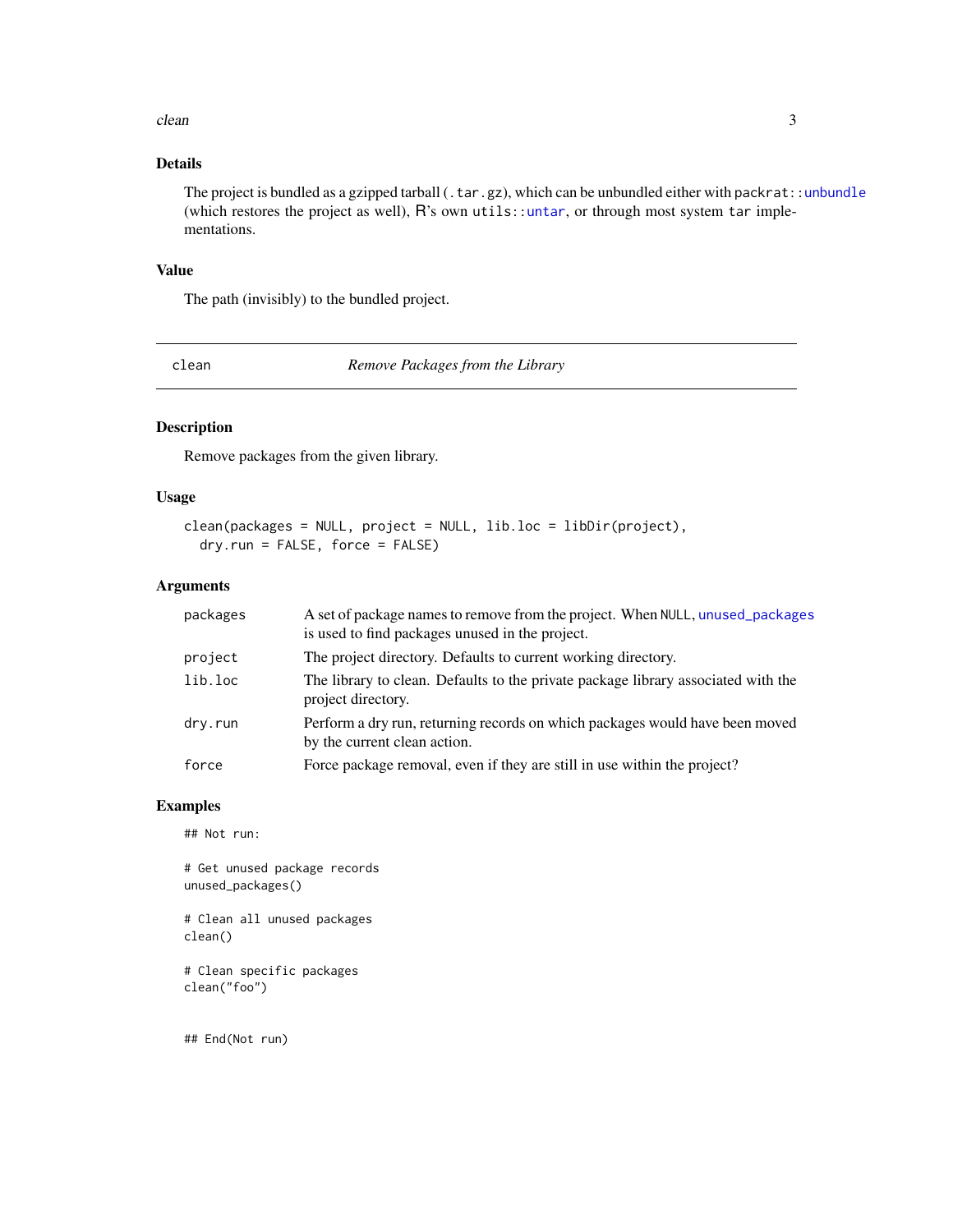### Details

The project is bundled as a gzipped tarball (`.tar.gz`), which can be unbundled either with `packrat::unbundle` (which restores the project as well), R's own `utils::untar`, or through most system `tar` implementations.

### Value

The path (invisibly) to the bundled project.

---

## clean — *Remove Packages from the Library*

### Description

Remove packages from the given library.

### Usage

```
clean(packages = NULL, project = NULL, lib.loc = libDir(project),
  dry.run = FALSE, force = FALSE)
```

### Arguments

| | |
|---|---|
| `packages` | A set of package names to remove from the project. When `NULL`, `unused_packages` is used to find packages unused in the project. |
| `project` | The project directory. Defaults to current working directory. |
| `lib.loc` | The library to clean. Defaults to the private package library associated with the project directory. |
| `dry.run` | Perform a dry run, returning records on which packages would have been moved by the current clean action. |
| `force` | Force package removal, even if they are still in use within the project? |

### Examples

```
## Not run:

# Get unused package records
unused_packages()

# Clean all unused packages
clean()

# Clean specific packages
clean("foo")


## End(Not run)
```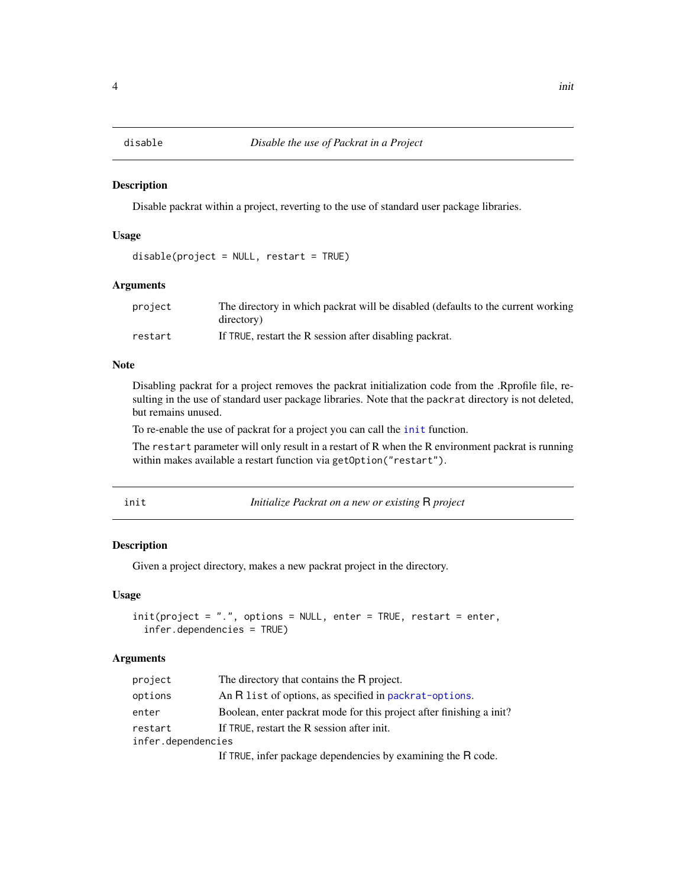## disable — *Disable the use of Packrat in a Project*

### Description

Disable packrat within a project, reverting to the use of standard user package libraries.

### Usage

```
disable(project = NULL, restart = TRUE)
```

### Arguments

| | |
|---|---|
| `project` | The directory in which packrat will be disabled (defaults to the current working directory) |
| `restart` | If `TRUE`, restart the R session after disabling packrat. |

### Note

Disabling packrat for a project removes the packrat initialization code from the .Rprofile file, resulting in the use of standard user package libraries. Note that the `packrat` directory is not deleted, but remains unused.

To re-enable the use of packrat for a project you can call the `init` function.

The `restart` parameter will only result in a restart of R when the R environment packrat is running within makes available a restart function via `getOption("restart")`.

## init — *Initialize Packrat on a new or existing R project*

### Description

Given a project directory, makes a new packrat project in the directory.

### Usage

```
init(project = ".", options = NULL, enter = TRUE, restart = enter,
  infer.dependencies = TRUE)
```

### Arguments

| | |
|---|---|
| `project` | The directory that contains the R project. |
| `options` | An R `list` of options, as specified in `packrat-options`. |
| `enter` | Boolean, enter packrat mode for this project after finishing a init? |
| `restart` | If `TRUE`, restart the R session after init. |
| `infer.dependencies` | If `TRUE`, infer package dependencies by examining the R code. |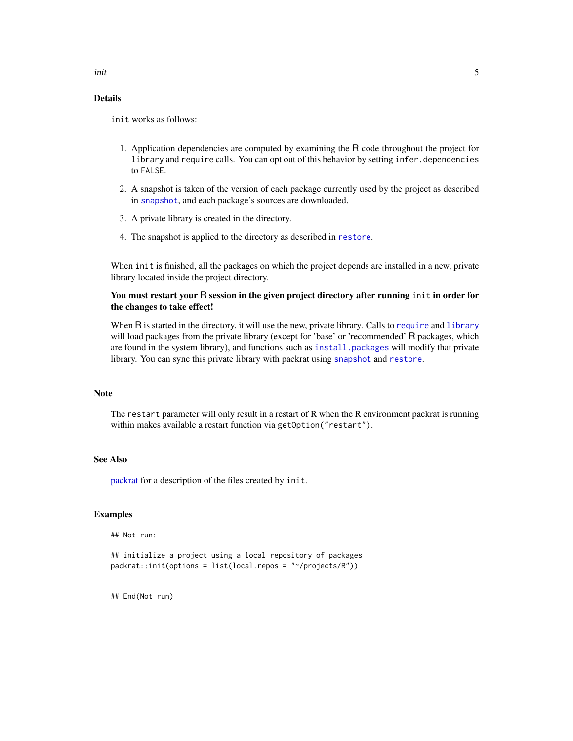## Details

`init` works as follows:

1. Application dependencies are computed by examining the R code throughout the project for `library` and `require` calls. You can opt out of this behavior by setting `infer.dependencies` to `FALSE`.
2. A snapshot is taken of the version of each package currently used by the project as described in `snapshot`, and each package's sources are downloaded.
3. A private library is created in the directory.
4. The snapshot is applied to the directory as described in `restore`.

When `init` is finished, all the packages on which the project depends are installed in a new, private library located inside the project directory.

**You must restart your R session in the given project directory after running `init` in order for the changes to take effect!**

When R is started in the directory, it will use the new, private library. Calls to `require` and `library` will load packages from the private library (except for 'base' or 'recommended' R packages, which are found in the system library), and functions such as `install.packages` will modify that private library. You can sync this private library with packrat using `snapshot` and `restore`.

## Note

The `restart` parameter will only result in a restart of R when the R environment packrat is running within makes available a restart function via `getOption("restart")`.

## See Also

packrat for a description of the files created by `init`.

## Examples

```
## Not run:

## initialize a project using a local repository of packages
packrat::init(options = list(local.repos = "~/projects/R"))


## End(Not run)
```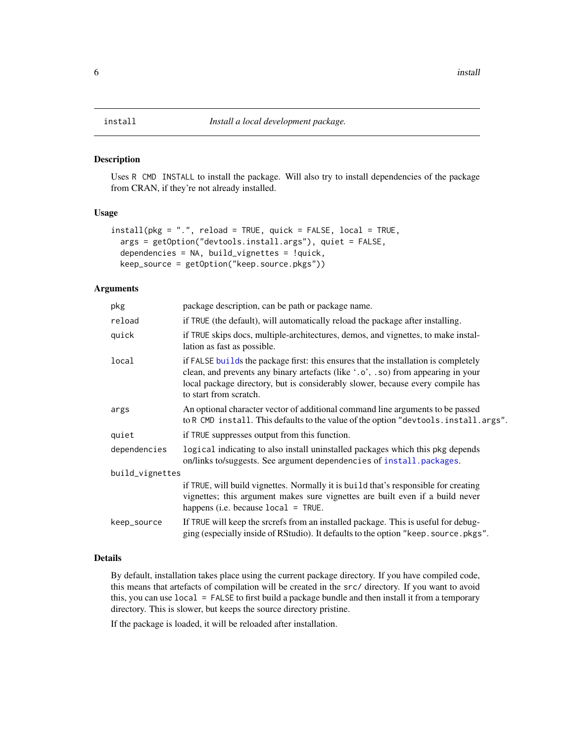## install — *Install a local development package.*

### Description

Uses `R CMD INSTALL` to install the package. Will also try to install dependencies of the package from CRAN, if they're not already installed.

### Usage

```
install(pkg = ".", reload = TRUE, quick = FALSE, local = TRUE,
  args = getOption("devtools.install.args"), quiet = FALSE,
  dependencies = NA, build_vignettes = !quick,
  keep_source = getOption("keep.source.pkgs"))
```

### Arguments

| Argument | Description |
|---|---|
| `pkg` | package description, can be path or package name. |
| `reload` | if `TRUE` (the default), will automatically reload the package after installing. |
| `quick` | if `TRUE` skips docs, multiple-architectures, demos, and vignettes, to make installation as fast as possible. |
| `local` | if `FALSE` `build`s the package first: this ensures that the installation is completely clean, and prevents any binary artefacts (like '.o', `.so`) from appearing in your local package directory, but is considerably slower, because every compile has to start from scratch. |
| `args` | An optional character vector of additional command line arguments to be passed to `R CMD install`. This defaults to the value of the option `"devtools.install.args"`. |
| `quiet` | if `TRUE` suppresses output from this function. |
| `dependencies` | `logical` indicating to also install uninstalled packages which this `pkg` depends on/links to/suggests. See argument `dependencies` of `install.packages`. |
| `build_vignettes` | if `TRUE`, will build vignettes. Normally it is `build` that's responsible for creating vignettes; this argument makes sure vignettes are built even if a build never happens (i.e. because `local = TRUE`. |
| `keep_source` | If `TRUE` will keep the srcrefs from an installed package. This is useful for debugging (especially inside of RStudio). It defaults to the option `"keep.source.pkgs"`. |

### Details

By default, installation takes place using the current package directory. If you have compiled code, this means that artefacts of compilation will be created in the `src/` directory. If you want to avoid this, you can use `local = FALSE` to first build a package bundle and then install it from a temporary directory. This is slower, but keeps the source directory pristine.

If the package is loaded, it will be reloaded after installation.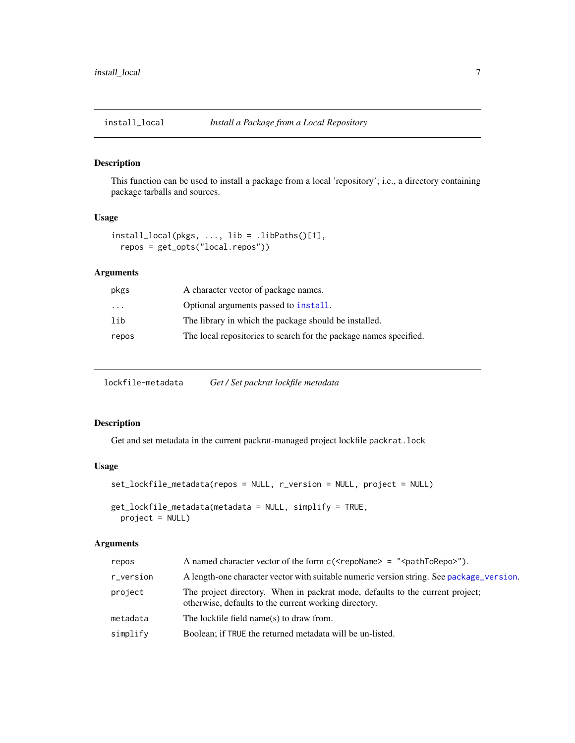## install_local — *Install a Package from a Local Repository*

### Description

This function can be used to install a package from a local 'repository'; i.e., a directory containing package tarballs and sources.

### Usage

```
install_local(pkgs, ..., lib = .libPaths()[1],
  repos = get_opts("local.repos"))
```

### Arguments

| | |
|---|---|
| `pkgs` | A character vector of package names. |
| `...` | Optional arguments passed to `install`. |
| `lib` | The library in which the package should be installed. |
| `repos` | The local repositories to search for the package names specified. |

## lockfile-metadata — *Get / Set packrat lockfile metadata*

### Description

Get and set metadata in the current packrat-managed project lockfile `packrat.lock`

### Usage

```
set_lockfile_metadata(repos = NULL, r_version = NULL, project = NULL)

get_lockfile_metadata(metadata = NULL, simplify = TRUE,
  project = NULL)
```

### Arguments

| | |
|---|---|
| `repos` | A named character vector of the form `c(<repoName> = "<pathToRepo>")`. |
| `r_version` | A length-one character vector with suitable numeric version string. See `package_version`. |
| `project` | The project directory. When in packrat mode, defaults to the current project; otherwise, defaults to the current working directory. |
| `metadata` | The lockfile field name(s) to draw from. |
| `simplify` | Boolean; if `TRUE` the returned metadata will be un-listed. |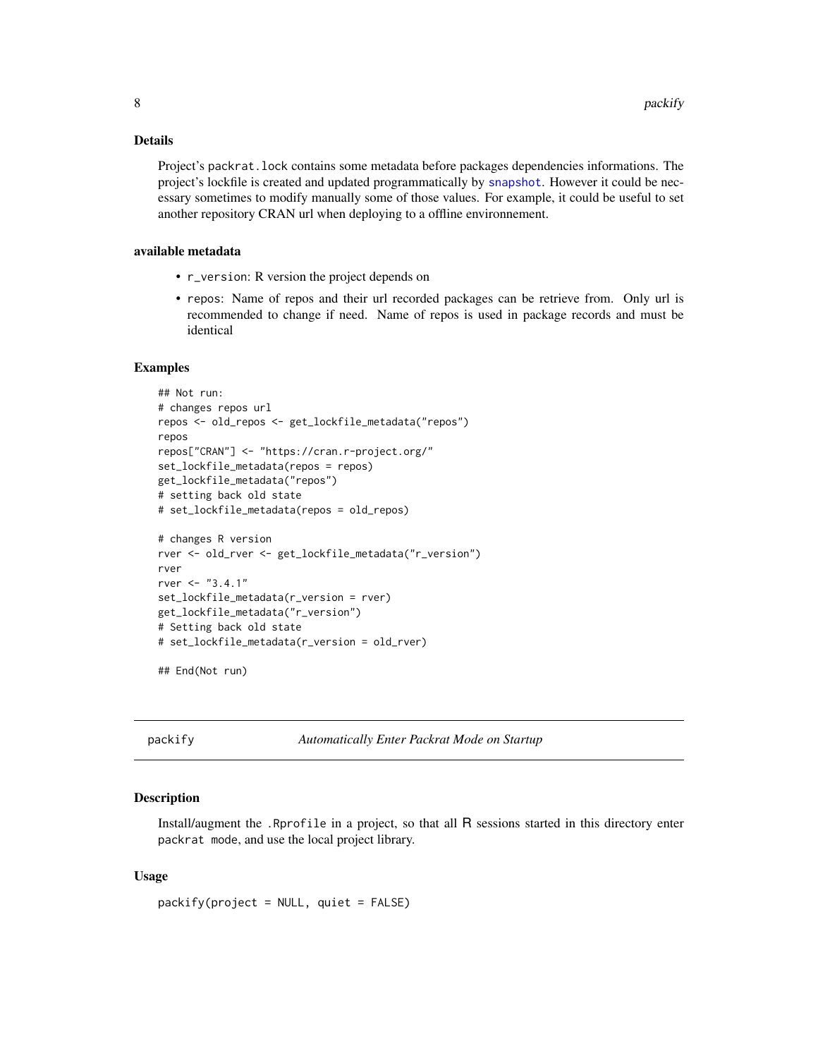## Details

Project's `packrat.lock` contains some metadata before packages dependencies informations. The project's lockfile is created and updated programmatically by `snapshot`. However it could be necessary sometimes to modify manually some of those values. For example, it could be useful to set another repository CRAN url when deploying to a offline environnement.

### available metadata

- `r_version`: R version the project depends on
- `repos`: Name of repos and their url recorded packages can be retrieve from. Only url is recommended to change if need. Name of repos is used in package records and must be identical

## Examples

```
## Not run:
# changes repos url
repos <- old_repos <- get_lockfile_metadata("repos")
repos
repos["CRAN"] <- "https://cran.r-project.org/"
set_lockfile_metadata(repos = repos)
get_lockfile_metadata("repos")
# setting back old state
# set_lockfile_metadata(repos = old_repos)

# changes R version
rver <- old_rver <- get_lockfile_metadata("r_version")
rver
rver <- "3.4.1"
set_lockfile_metadata(r_version = rver)
get_lockfile_metadata("r_version")
# Setting back old state
# set_lockfile_metadata(r_version = old_rver)

## End(Not run)
```

---

# packify — *Automatically Enter Packrat Mode on Startup*

## Description

Install/augment the `.Rprofile` in a project, so that all R sessions started in this directory enter `packrat mode`, and use the local project library.

## Usage

```
packify(project = NULL, quiet = FALSE)
```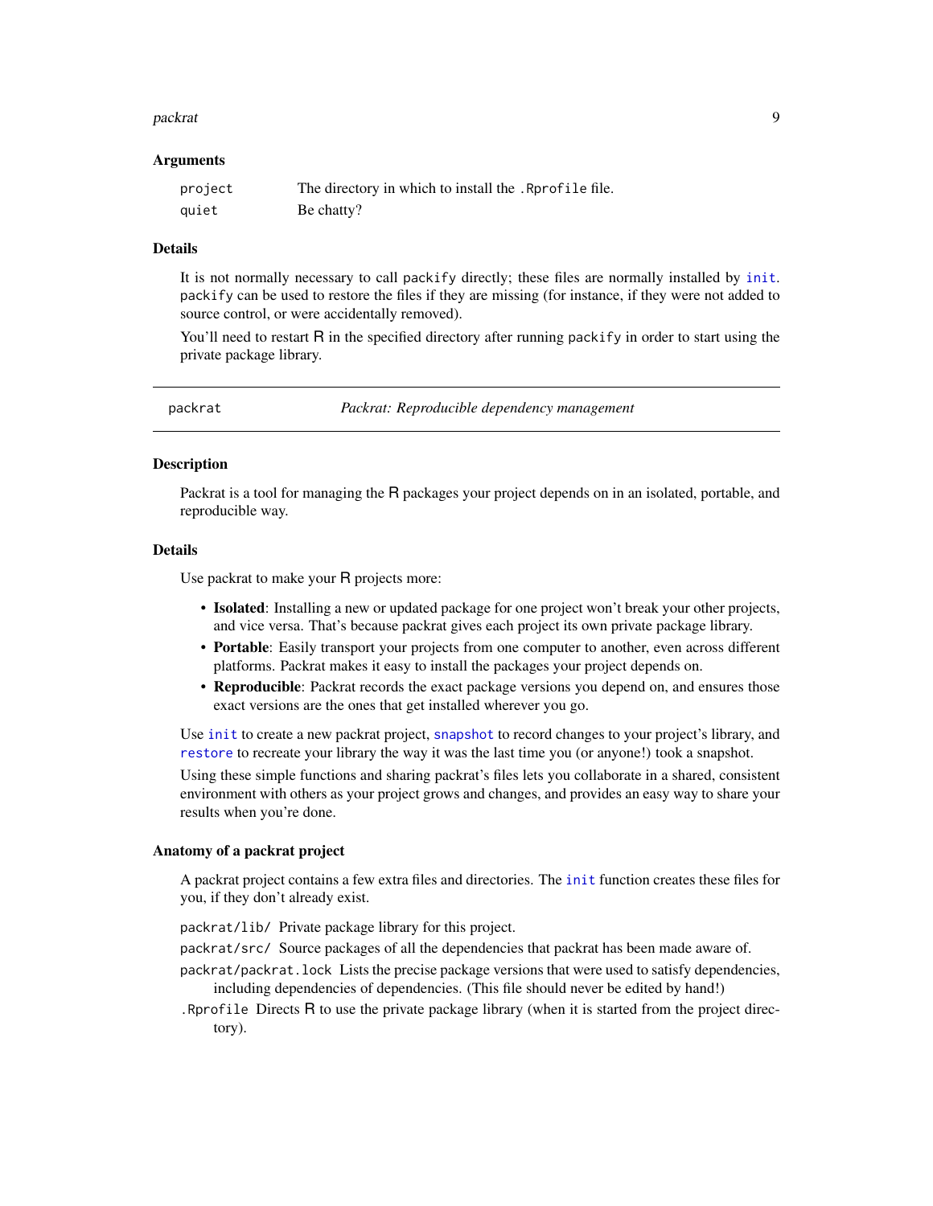### Arguments

| | |
|---|---|
| `project` | The directory in which to install the `.Rprofile` file. |
| `quiet` | Be chatty? |

### Details

It is not normally necessary to call `packify` directly; these files are normally installed by `init`. `packify` can be used to restore the files if they are missing (for instance, if they were not added to source control, or were accidentally removed).

You'll need to restart R in the specified directory after running `packify` in order to start using the private package library.

---

## packrat — *Packrat: Reproducible dependency management*

### Description

Packrat is a tool for managing the R packages your project depends on in an isolated, portable, and reproducible way.

### Details

Use packrat to make your R projects more:

- **Isolated**: Installing a new or updated package for one project won't break your other projects, and vice versa. That's because packrat gives each project its own private package library.
- **Portable**: Easily transport your projects from one computer to another, even across different platforms. Packrat makes it easy to install the packages your project depends on.
- **Reproducible**: Packrat records the exact package versions you depend on, and ensures those exact versions are the ones that get installed wherever you go.

Use `init` to create a new packrat project, `snapshot` to record changes to your project's library, and `restore` to recreate your library the way it was the last time you (or anyone!) took a snapshot.

Using these simple functions and sharing packrat's files lets you collaborate in a shared, consistent environment with others as your project grows and changes, and provides an easy way to share your results when you're done.

### Anatomy of a packrat project

A packrat project contains a few extra files and directories. The `init` function creates these files for you, if they don't already exist.

`packrat/lib/` Private package library for this project.

`packrat/src/` Source packages of all the dependencies that packrat has been made aware of.

`packrat/packrat.lock` Lists the precise package versions that were used to satisfy dependencies, including dependencies of dependencies. (This file should never be edited by hand!)

`.Rprofile` Directs R to use the private package library (when it is started from the project directory).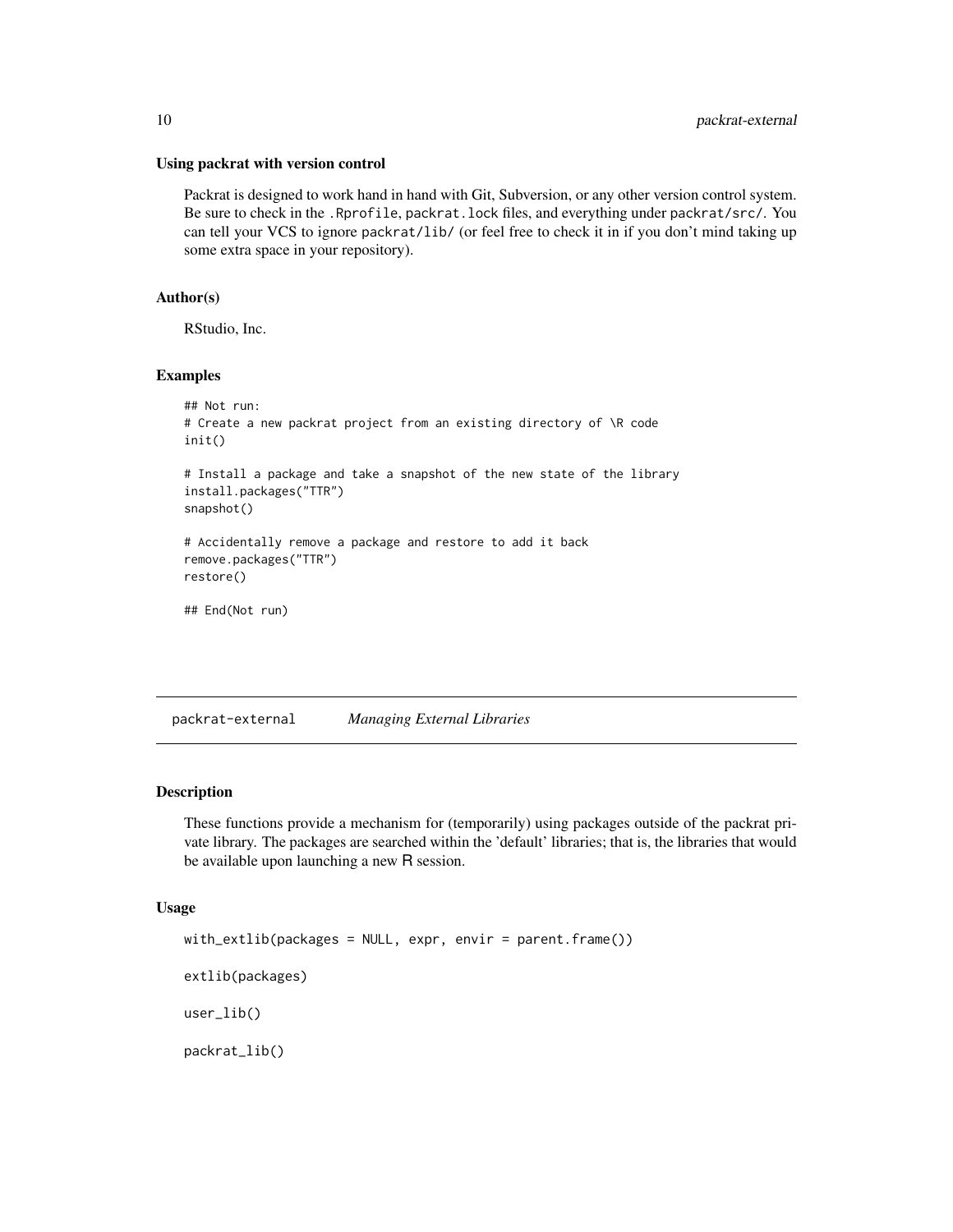### Using packrat with version control

Packrat is designed to work hand in hand with Git, Subversion, or any other version control system. Be sure to check in the `.Rprofile`, `packrat.lock` files, and everything under `packrat/src/`. You can tell your VCS to ignore `packrat/lib/` (or feel free to check it in if you don't mind taking up some extra space in your repository).

### Author(s)

RStudio, Inc.

### Examples

```
## Not run:
# Create a new packrat project from an existing directory of \R code
init()

# Install a package and take a snapshot of the new state of the library
install.packages("TTR")
snapshot()

# Accidentally remove a package and restore to add it back
remove.packages("TTR")
restore()

## End(Not run)
```

---

## packrat-external &nbsp;&nbsp;&nbsp; *Managing External Libraries*

---

### Description

These functions provide a mechanism for (temporarily) using packages outside of the packrat private library. The packages are searched within the 'default' libraries; that is, the libraries that would be available upon launching a new R session.

### Usage

```
with_extlib(packages = NULL, expr, envir = parent.frame())

extlib(packages)

user_lib()

packrat_lib()
```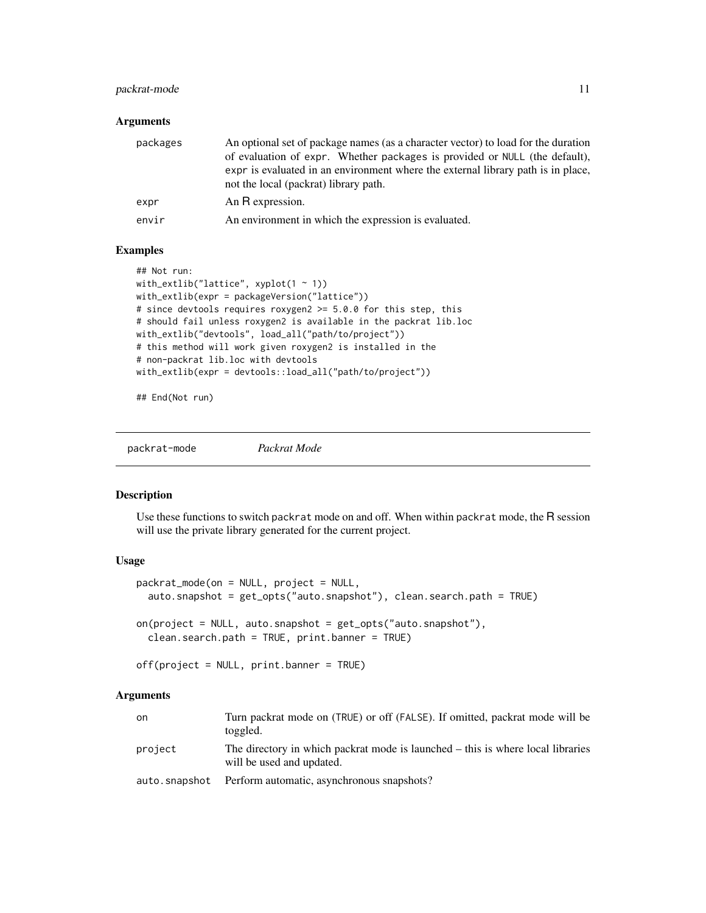### Arguments

| | |
|---|---|
| packages | An optional set of package names (as a character vector) to load for the duration of evaluation of expr. Whether packages is provided or NULL (the default), expr is evaluated in an environment where the external library path is in place, not the local (packrat) library path. |
| expr | An R expression. |
| envir | An environment in which the expression is evaluated. |

### Examples

```
## Not run:
with_extlib("lattice", xyplot(1 ~ 1))
with_extlib(expr = packageVersion("lattice"))
# since devtools requires roxygen2 >= 5.0.0 for this step, this
# should fail unless roxygen2 is available in the packrat lib.loc
with_extlib("devtools", load_all("path/to/project"))
# this method will work given roxygen2 is installed in the
# non-packrat lib.loc with devtools
with_extlib(expr = devtools::load_all("path/to/project"))

## End(Not run)
```

## packrat-mode *Packrat Mode*

### Description

Use these functions to switch packrat mode on and off. When within packrat mode, the R session will use the private library generated for the current project.

### Usage

```
packrat_mode(on = NULL, project = NULL,
  auto.snapshot = get_opts("auto.snapshot"), clean.search.path = TRUE)

on(project = NULL, auto.snapshot = get_opts("auto.snapshot"),
  clean.search.path = TRUE, print.banner = TRUE)

off(project = NULL, print.banner = TRUE)
```

### Arguments

| | |
|---|---|
| on | Turn packrat mode on (TRUE) or off (FALSE). If omitted, packrat mode will be toggled. |
| project | The directory in which packrat mode is launched – this is where local libraries will be used and updated. |
| auto.snapshot | Perform automatic, asynchronous snapshots? |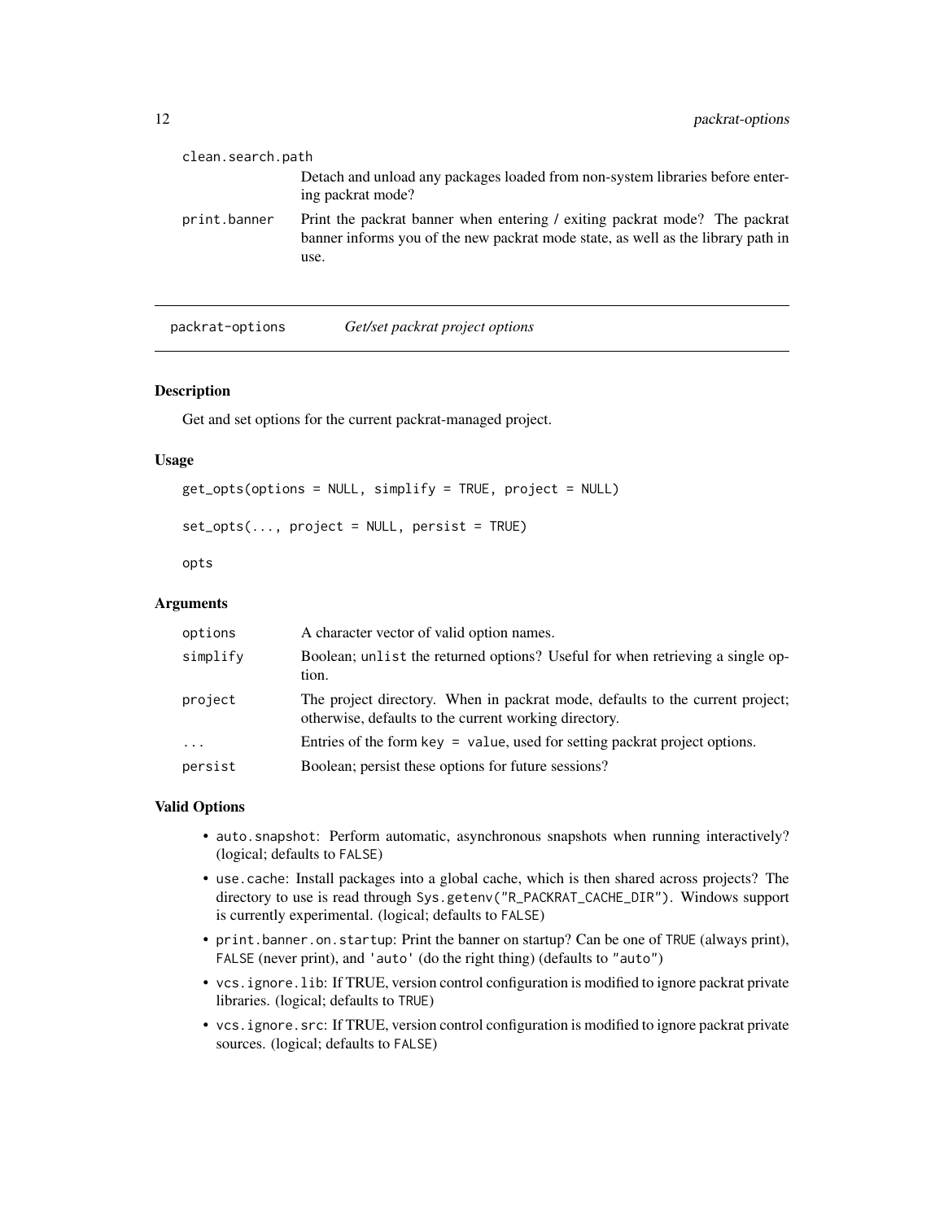clean.search.path
: Detach and unload any packages loaded from non-system libraries before entering packrat mode?

print.banner
: Print the packrat banner when entering / exiting packrat mode? The packrat banner informs you of the new packrat mode state, as well as the library path in use.

---

## packrat-options — *Get/set packrat project options*

### Description

Get and set options for the current packrat-managed project.

### Usage

```
get_opts(options = NULL, simplify = TRUE, project = NULL)

set_opts(..., project = NULL, persist = TRUE)

opts
```

### Arguments

| | |
|---|---|
| `options` | A character vector of valid option names. |
| `simplify` | Boolean; `unlist` the returned options? Useful for when retrieving a single option. |
| `project` | The project directory. When in packrat mode, defaults to the current project; otherwise, defaults to the current working directory. |
| `...` | Entries of the form `key = value`, used for setting packrat project options. |
| `persist` | Boolean; persist these options for future sessions? |

### Valid Options

- `auto.snapshot`: Perform automatic, asynchronous snapshots when running interactively? (logical; defaults to `FALSE`)
- `use.cache`: Install packages into a global cache, which is then shared across projects? The directory to use is read through `Sys.getenv("R_PACKRAT_CACHE_DIR")`. Windows support is currently experimental. (logical; defaults to `FALSE`)
- `print.banner.on.startup`: Print the banner on startup? Can be one of `TRUE` (always print), `FALSE` (never print), and `'auto'` (do the right thing) (defaults to `"auto"`)
- `vcs.ignore.lib`: If TRUE, version control configuration is modified to ignore packrat private libraries. (logical; defaults to `TRUE`)
- `vcs.ignore.src`: If TRUE, version control configuration is modified to ignore packrat private sources. (logical; defaults to `FALSE`)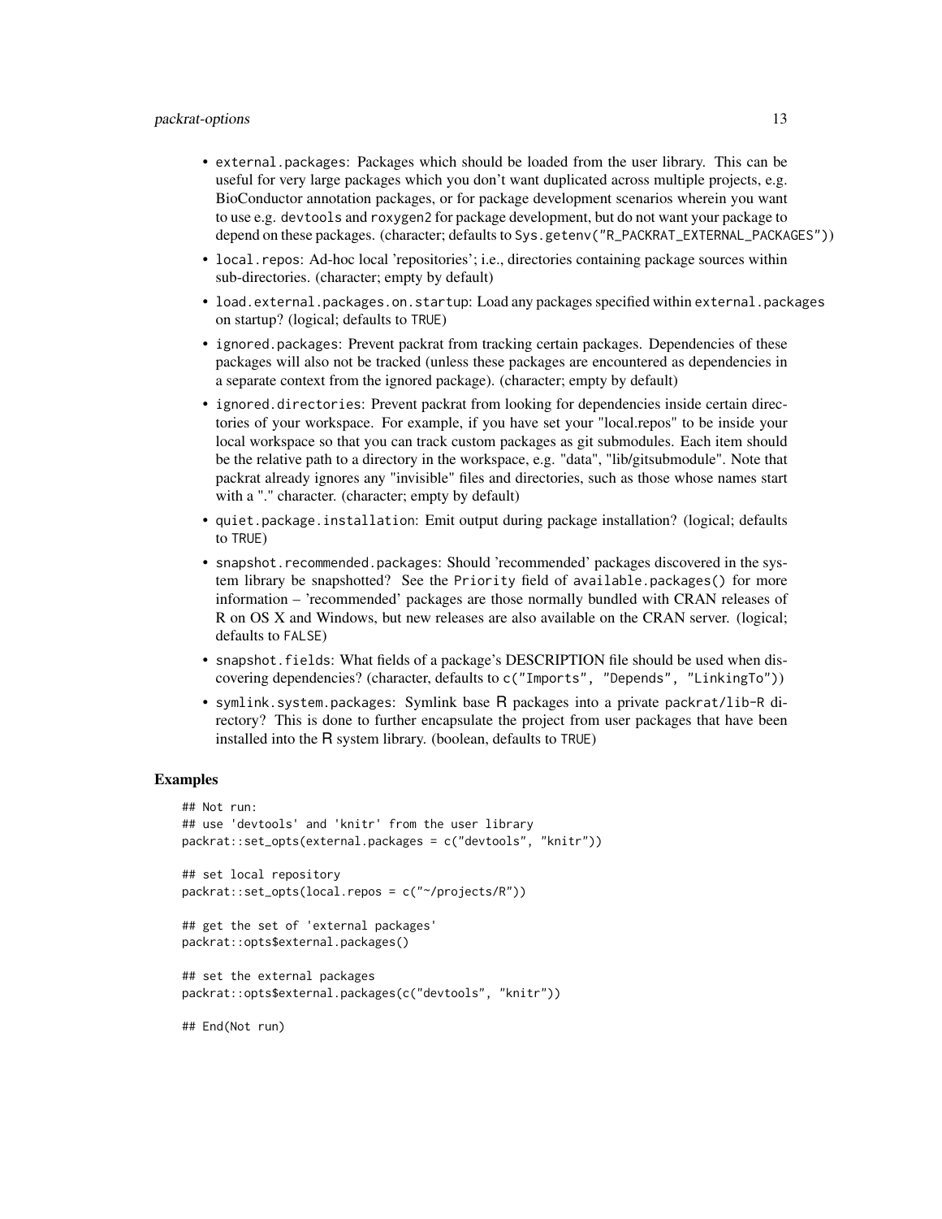- `external.packages`: Packages which should be loaded from the user library. This can be useful for very large packages which you don't want duplicated across multiple projects, e.g. BioConductor annotation packages, or for package development scenarios wherein you want to use e.g. `devtools` and `roxygen2` for package development, but do not want your package to depend on these packages. (character; defaults to `Sys.getenv("R_PACKRAT_EXTERNAL_PACKAGES")`)
- `local.repos`: Ad-hoc local 'repositories'; i.e., directories containing package sources within sub-directories. (character; empty by default)
- `load.external.packages.on.startup`: Load any packages specified within `external.packages` on startup? (logical; defaults to `TRUE`)
- `ignored.packages`: Prevent packrat from tracking certain packages. Dependencies of these packages will also not be tracked (unless these packages are encountered as dependencies in a separate context from the ignored package). (character; empty by default)
- `ignored.directories`: Prevent packrat from looking for dependencies inside certain directories of your workspace. For example, if you have set your "local.repos" to be inside your local workspace so that you can track custom packages as git submodules. Each item should be the relative path to a directory in the workspace, e.g. "data", "lib/gitsubmodule". Note that packrat already ignores any "invisible" files and directories, such as those whose names start with a "." character. (character; empty by default)
- `quiet.package.installation`: Emit output during package installation? (logical; defaults to `TRUE`)
- `snapshot.recommended.packages`: Should 'recommended' packages discovered in the system library be snapshotted? See the `Priority` field of `available.packages()` for more information – 'recommended' packages are those normally bundled with CRAN releases of R on OS X and Windows, but new releases are also available on the CRAN server. (logical; defaults to `FALSE`)
- `snapshot.fields`: What fields of a package's DESCRIPTION file should be used when discovering dependencies? (character, defaults to `c("Imports", "Depends", "LinkingTo")`)
- `symlink.system.packages`: Symlink base R packages into a private `packrat/lib-R` directory? This is done to further encapsulate the project from user packages that have been installed into the R system library. (boolean, defaults to `TRUE`)

### Examples

```
## Not run:
## use 'devtools' and 'knitr' from the user library
packrat::set_opts(external.packages = c("devtools", "knitr"))

## set local repository
packrat::set_opts(local.repos = c("~/projects/R"))

## get the set of 'external packages'
packrat::opts$external.packages()

## set the external packages
packrat::opts$external.packages(c("devtools", "knitr"))

## End(Not run)
```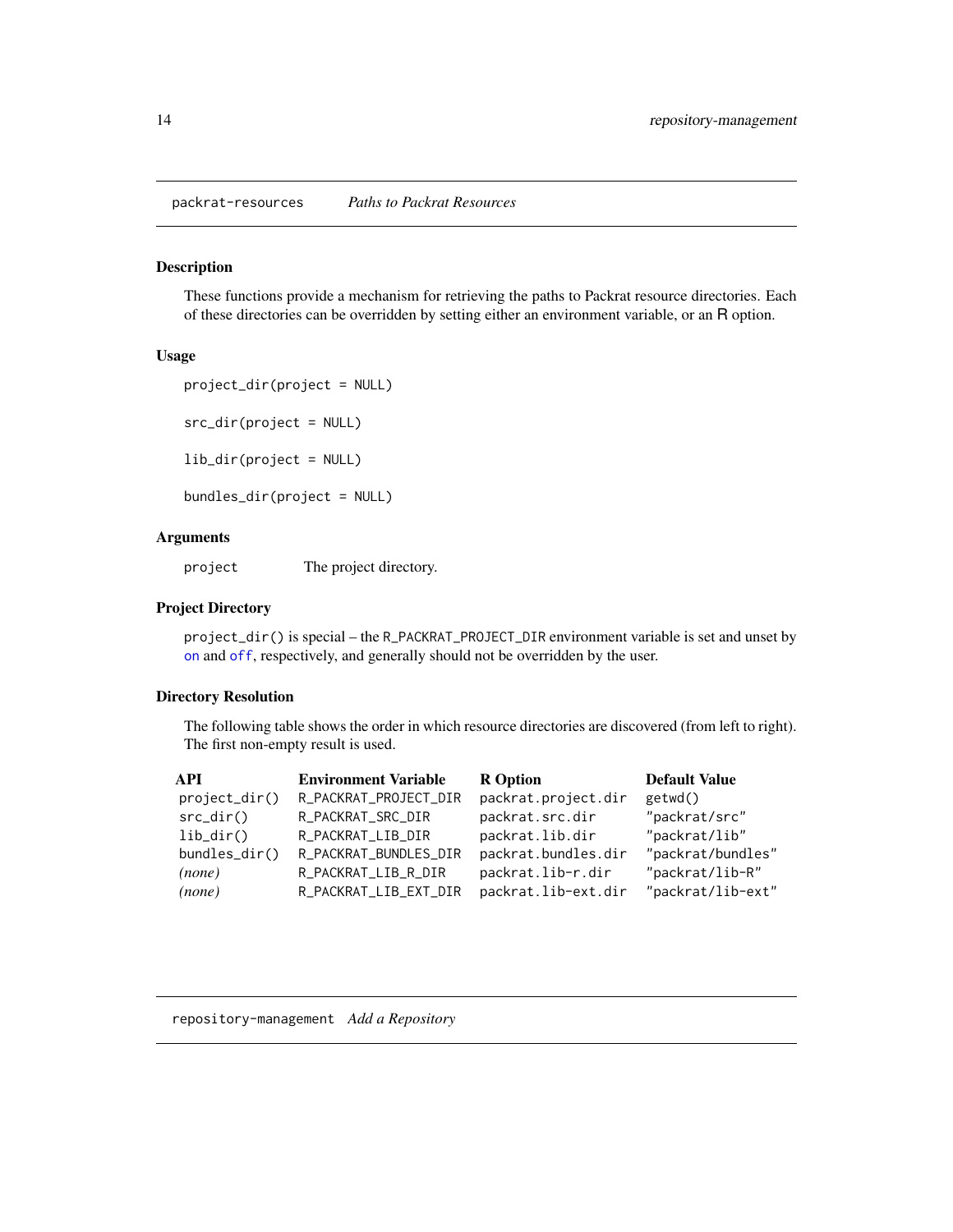## packrat-resources *Paths to Packrat Resources*

### Description

These functions provide a mechanism for retrieving the paths to Packrat resource directories. Each of these directories can be overridden by setting either an environment variable, or an R option.

### Usage

```
project_dir(project = NULL)

src_dir(project = NULL)

lib_dir(project = NULL)

bundles_dir(project = NULL)
```

### Arguments

| | |
|---|---|
| project | The project directory. |

### Project Directory

`project_dir()` is special – the `R_PACKRAT_PROJECT_DIR` environment variable is set and unset by `on` and `off`, respectively, and generally should not be overridden by the user.

### Directory Resolution

The following table shows the order in which resource directories are discovered (from left to right). The first non-empty result is used.

| API | Environment Variable | R Option | Default Value |
|---|---|---|---|
| `project_dir()` | `R_PACKRAT_PROJECT_DIR` | `packrat.project.dir` | `getwd()` |
| `src_dir()` | `R_PACKRAT_SRC_DIR` | `packrat.src.dir` | `"packrat/src"` |
| `lib_dir()` | `R_PACKRAT_LIB_DIR` | `packrat.lib.dir` | `"packrat/lib"` |
| `bundles_dir()` | `R_PACKRAT_BUNDLES_DIR` | `packrat.bundles.dir` | `"packrat/bundles"` |
| *(none)* | `R_PACKRAT_LIB_R_DIR` | `packrat.lib-r.dir` | `"packrat/lib-R"` |
| *(none)* | `R_PACKRAT_LIB_EXT_DIR` | `packrat.lib-ext.dir` | `"packrat/lib-ext"` |

## repository-management *Add a Repository*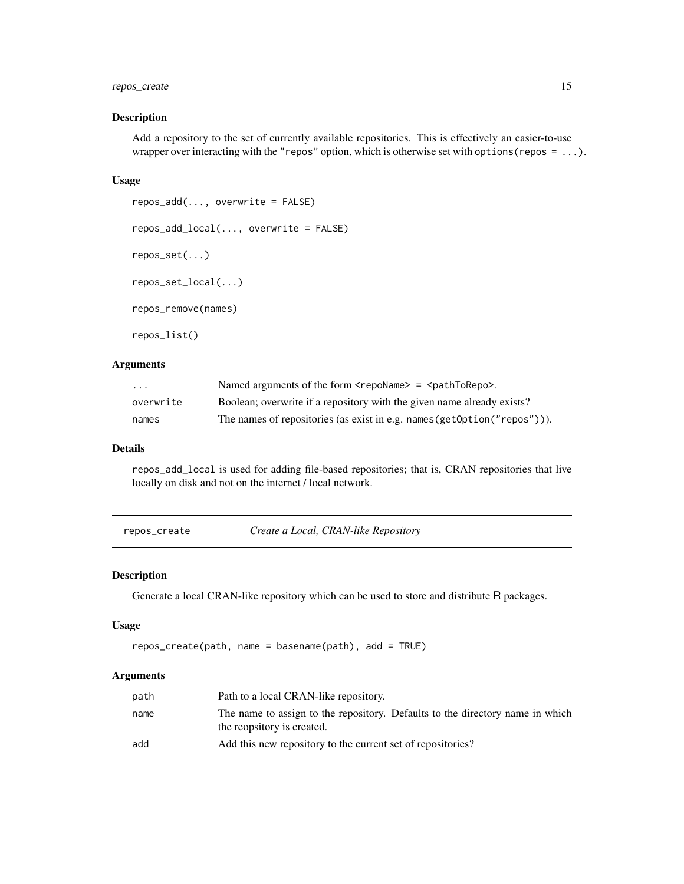### Description

Add a repository to the set of currently available repositories. This is effectively an easier-to-use wrapper over interacting with the "repos" option, which is otherwise set with `options(repos = ...)`.

### Usage

```
repos_add(..., overwrite = FALSE)

repos_add_local(..., overwrite = FALSE)

repos_set(...)

repos_set_local(...)

repos_remove(names)

repos_list()
```

### Arguments

| | |
|---|---|
| `...` | Named arguments of the form `<repoName> = <pathToRepo>`. |
| `overwrite` | Boolean; overwrite if a repository with the given name already exists? |
| `names` | The names of repositories (as exist in e.g. `names(getOption("repos"))`). |

### Details

`repos_add_local` is used for adding file-based repositories; that is, CRAN repositories that live locally on disk and not on the internet / local network.

---

## repos_create — *Create a Local, CRAN-like Repository*

### Description

Generate a local CRAN-like repository which can be used to store and distribute R packages.

### Usage

```
repos_create(path, name = basename(path), add = TRUE)
```

### Arguments

| | |
|---|---|
| `path` | Path to a local CRAN-like repository. |
| `name` | The name to assign to the repository. Defaults to the directory name in which the reopsitory is created. |
| `add` | Add this new repository to the current set of repositories? |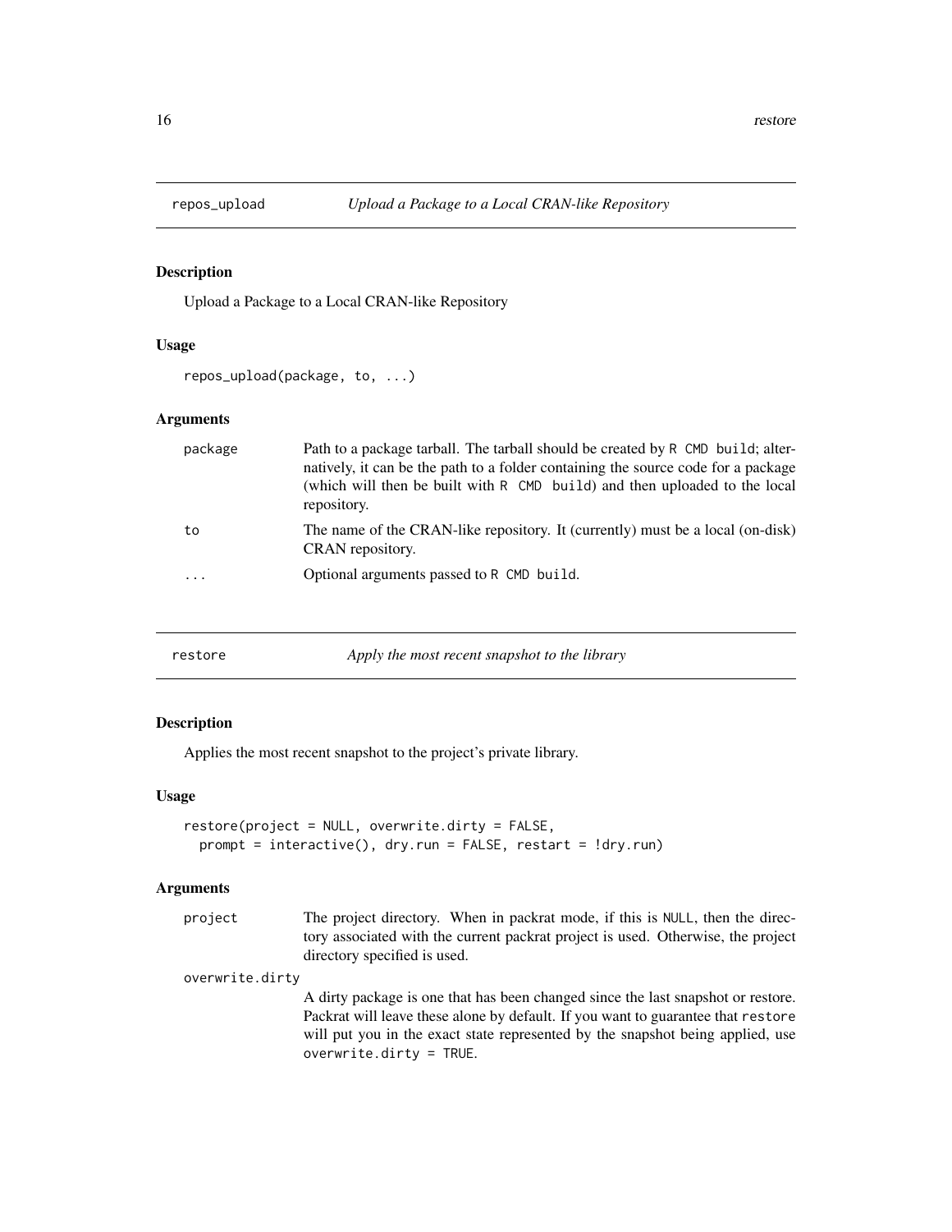## repos_upload — *Upload a Package to a Local CRAN-like Repository*

### Description

Upload a Package to a Local CRAN-like Repository

### Usage

```
repos_upload(package, to, ...)
```

### Arguments

| | |
|---|---|
| package | Path to a package tarball. The tarball should be created by `R CMD build`; alternatively, it can be the path to a folder containing the source code for a package (which will then be built with `R CMD build`) and then uploaded to the local repository. |
| to | The name of the CRAN-like repository. It (currently) must be a local (on-disk) CRAN repository. |
| ... | Optional arguments passed to `R CMD build`. |

## restore — *Apply the most recent snapshot to the library*

### Description

Applies the most recent snapshot to the project's private library.

### Usage

```
restore(project = NULL, overwrite.dirty = FALSE,
  prompt = interactive(), dry.run = FALSE, restart = !dry.run)
```

### Arguments

| | |
|---|---|
| project | The project directory. When in packrat mode, if this is `NULL`, then the directory associated with the current packrat project is used. Otherwise, the project directory specified is used. |
| overwrite.dirty | A dirty package is one that has been changed since the last snapshot or restore. Packrat will leave these alone by default. If you want to guarantee that `restore` will put you in the exact state represented by the snapshot being applied, use `overwrite.dirty = TRUE`. |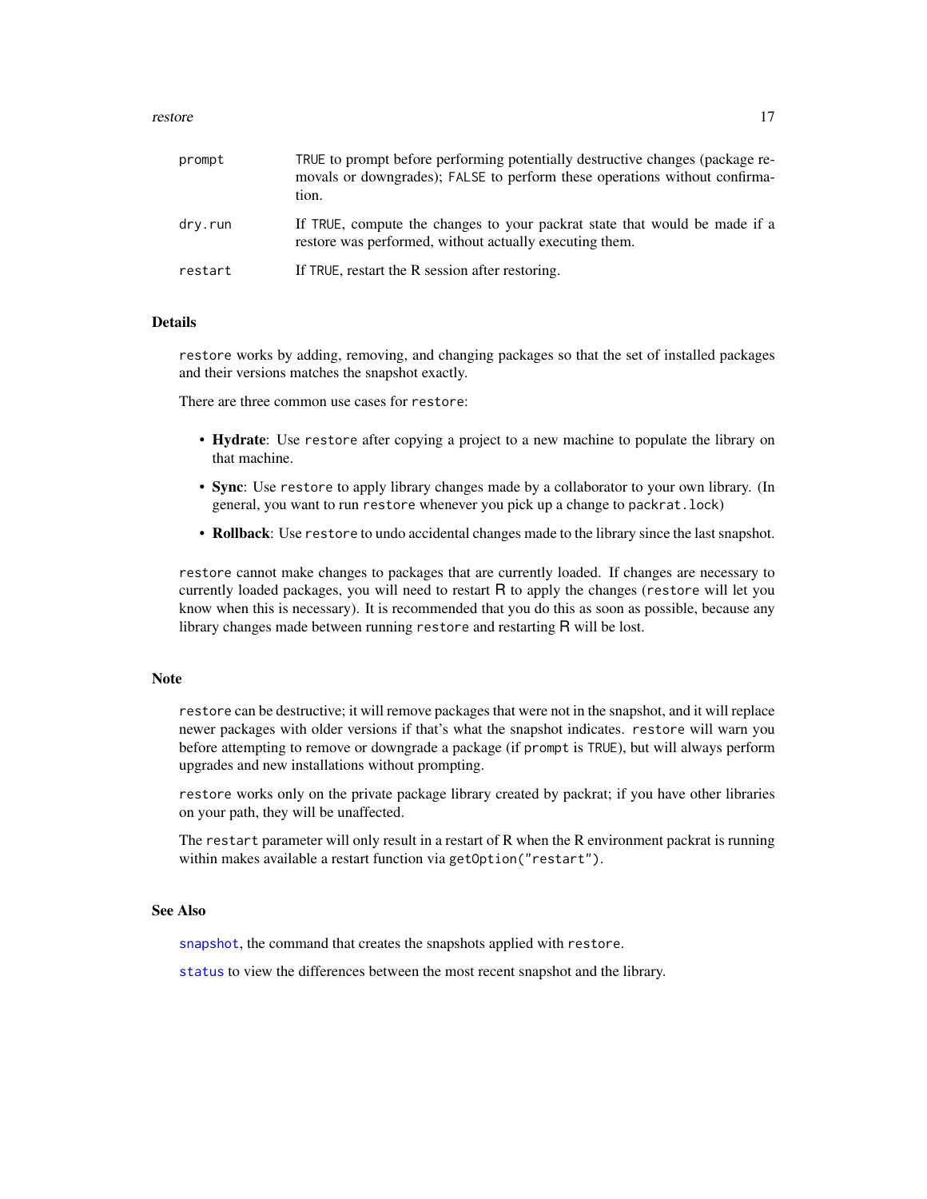| | |
|---|---|
| `prompt` | `TRUE` to prompt before performing potentially destructive changes (package removals or downgrades); `FALSE` to perform these operations without confirmation. |
| `dry.run` | If `TRUE`, compute the changes to your packrat state that would be made if a restore was performed, without actually executing them. |
| `restart` | If `TRUE`, restart the R session after restoring. |

## Details

`restore` works by adding, removing, and changing packages so that the set of installed packages and their versions matches the snapshot exactly.

There are three common use cases for `restore`:

- **Hydrate**: Use `restore` after copying a project to a new machine to populate the library on that machine.
- **Sync**: Use `restore` to apply library changes made by a collaborator to your own library. (In general, you want to run `restore` whenever you pick up a change to `packrat.lock`)
- **Rollback**: Use `restore` to undo accidental changes made to the library since the last snapshot.

`restore` cannot make changes to packages that are currently loaded. If changes are necessary to currently loaded packages, you will need to restart R to apply the changes (`restore` will let you know when this is necessary). It is recommended that you do this as soon as possible, because any library changes made between running `restore` and restarting R will be lost.

## Note

`restore` can be destructive; it will remove packages that were not in the snapshot, and it will replace newer packages with older versions if that's what the snapshot indicates. `restore` will warn you before attempting to remove or downgrade a package (if `prompt` is `TRUE`), but will always perform upgrades and new installations without prompting.

`restore` works only on the private package library created by packrat; if you have other libraries on your path, they will be unaffected.

The `restart` parameter will only result in a restart of R when the R environment packrat is running within makes available a restart function via `getOption("restart")`.

## See Also

`snapshot`, the command that creates the snapshots applied with `restore`.

`status` to view the differences between the most recent snapshot and the library.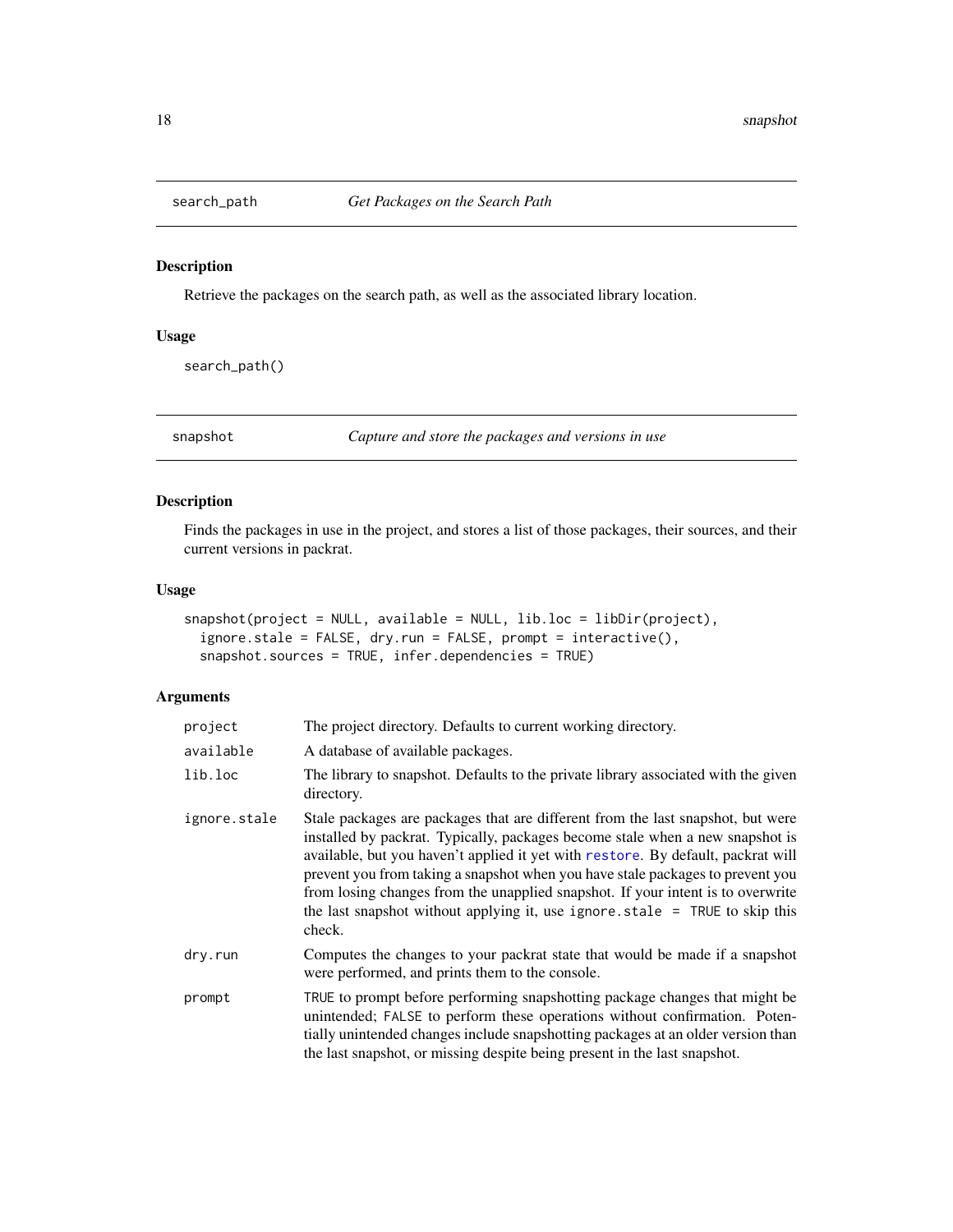## search_path — *Get Packages on the Search Path*

### Description

Retrieve the packages on the search path, as well as the associated library location.

### Usage

```
search_path()
```

## snapshot — *Capture and store the packages and versions in use*

### Description

Finds the packages in use in the project, and stores a list of those packages, their sources, and their current versions in packrat.

### Usage

```
snapshot(project = NULL, available = NULL, lib.loc = libDir(project),
  ignore.stale = FALSE, dry.run = FALSE, prompt = interactive(),
  snapshot.sources = TRUE, infer.dependencies = TRUE)
```

### Arguments

| | |
|---|---|
| `project` | The project directory. Defaults to current working directory. |
| `available` | A database of available packages. |
| `lib.loc` | The library to snapshot. Defaults to the private library associated with the given directory. |
| `ignore.stale` | Stale packages are packages that are different from the last snapshot, but were installed by packrat. Typically, packages become stale when a new snapshot is available, but you haven't applied it yet with `restore`. By default, packrat will prevent you from taking a snapshot when you have stale packages to prevent you from losing changes from the unapplied snapshot. If your intent is to overwrite the last snapshot without applying it, use `ignore.stale = TRUE` to skip this check. |
| `dry.run` | Computes the changes to your packrat state that would be made if a snapshot were performed, and prints them to the console. |
| `prompt` | `TRUE` to prompt before performing snapshotting package changes that might be unintended; `FALSE` to perform these operations without confirmation. Potentially unintended changes include snapshotting packages at an older version than the last snapshot, or missing despite being present in the last snapshot. |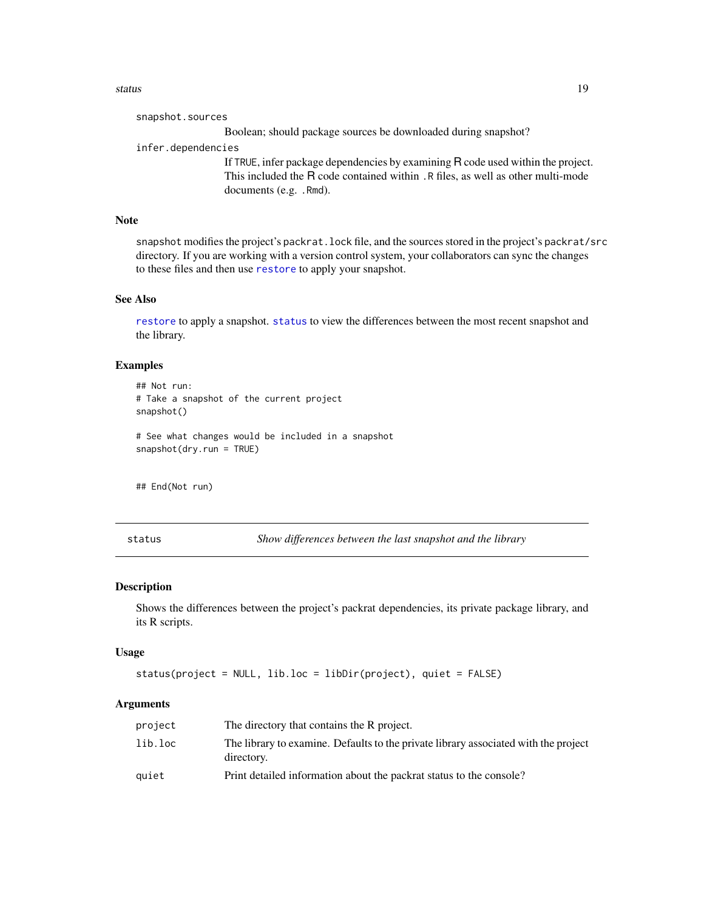snapshot.sources
: Boolean; should package sources be downloaded during snapshot?

infer.dependencies
: If TRUE, infer package dependencies by examining R code used within the project. This included the R code contained within .R files, as well as other multi-mode documents (e.g. .Rmd).

### Note

snapshot modifies the project's packrat.lock file, and the sources stored in the project's packrat/src directory. If you are working with a version control system, your collaborators can sync the changes to these files and then use restore to apply your snapshot.

### See Also

restore to apply a snapshot. status to view the differences between the most recent snapshot and the library.

### Examples

```
## Not run:
# Take a snapshot of the current project
snapshot()

# See what changes would be included in a snapshot
snapshot(dry.run = TRUE)


## End(Not run)
```

---

## status — *Show differences between the last snapshot and the library*

### Description

Shows the differences between the project's packrat dependencies, its private package library, and its R scripts.

### Usage

```
status(project = NULL, lib.loc = libDir(project), quiet = FALSE)
```

### Arguments

| | |
|---|---|
| project | The directory that contains the R project. |
| lib.loc | The library to examine. Defaults to the private library associated with the project directory. |
| quiet | Print detailed information about the packrat status to the console? |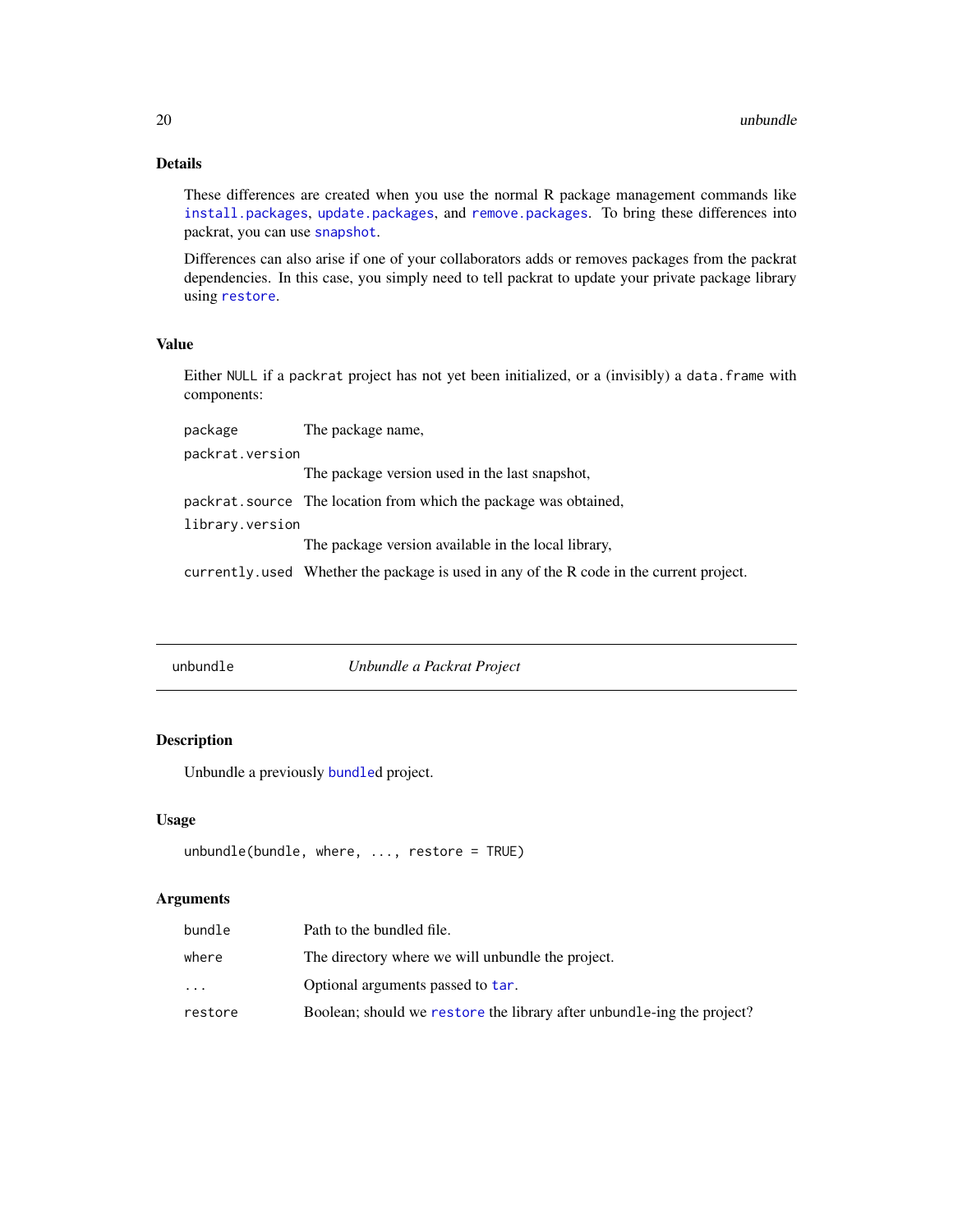### Details

These differences are created when you use the normal R package management commands like `install.packages`, `update.packages`, and `remove.packages`. To bring these differences into packrat, you can use `snapshot`.

Differences can also arise if one of your collaborators adds or removes packages from the packrat dependencies. In this case, you simply need to tell packrat to update your private package library using `restore`.

### Value

Either `NULL` if a `packrat` project has not yet been initialized, or a (invisibly) a `data.frame` with components:

| | |
|---|---|
| `package` | The package name, |
| `packrat.version` | The package version used in the last snapshot, |
| `packrat.source` | The location from which the package was obtained, |
| `library.version` | The package version available in the local library, |
| `currently.used` | Whether the package is used in any of the R code in the current project. |

---

## `unbundle` — *Unbundle a Packrat Project*

### Description

Unbundle a previously `bundle`d project.

### Usage

```
unbundle(bundle, where, ..., restore = TRUE)
```

### Arguments

| | |
|---|---|
| `bundle` | Path to the bundled file. |
| `where` | The directory where we will unbundle the project. |
| `...` | Optional arguments passed to `tar`. |
| `restore` | Boolean; should we `restore` the library after `unbundle`-ing the project? |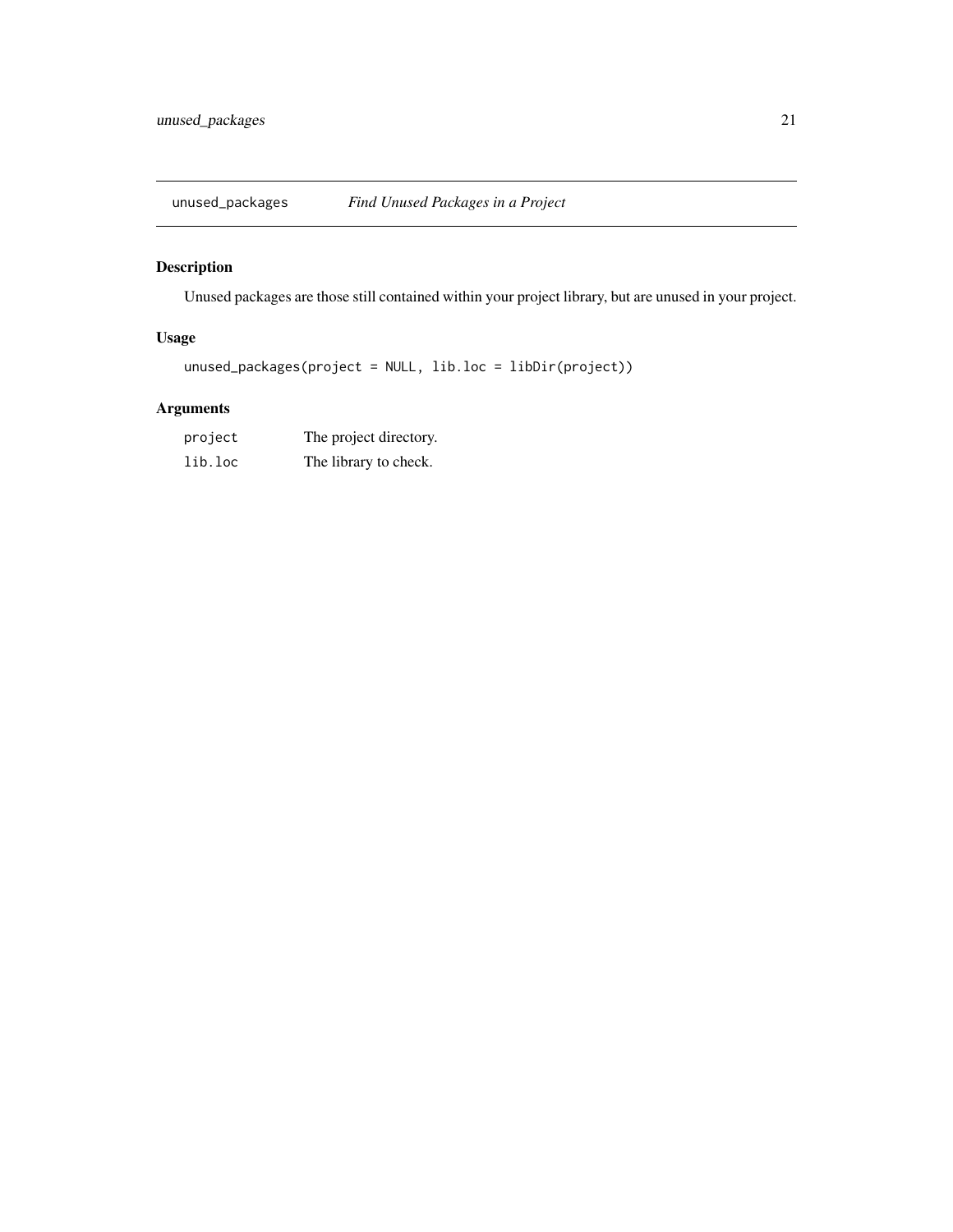## unused_packages *Find Unused Packages in a Project*

### Description

Unused packages are those still contained within your project library, but are unused in your project.

### Usage

```
unused_packages(project = NULL, lib.loc = libDir(project))
```

### Arguments

| | |
|---|---|
| project | The project directory. |
| lib.loc | The library to check. |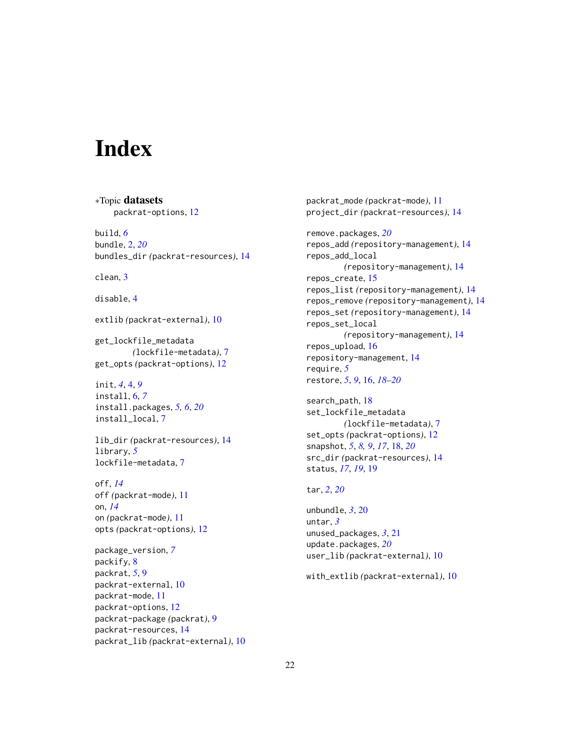# Index

∗Topic **datasets**
packrat-options, 12

build, *6*
bundle, 2, *20*
bundles_dir *(*packrat-resources*)*, 14

clean, 3

disable, 4

extlib *(*packrat-external*)*, 10

get_lockfile_metadata *(*lockfile-metadata*)*, 7
get_opts *(*packrat-options*)*, 12

init, *4*, 4, *9*
install, 6, *7*
install.packages, *5, 6*, *20*
install_local, 7

lib_dir *(*packrat-resources*)*, 14
library, *5*
lockfile-metadata, 7

off, *14*
off *(*packrat-mode*)*, 11
on, *14*
on *(*packrat-mode*)*, 11
opts *(*packrat-options*)*, 12

package_version, *7*
packify, 8
packrat, *5*, 9
packrat-external, 10
packrat-mode, 11
packrat-options, 12
packrat-package *(*packrat*)*, 9
packrat-resources, 14
packrat_lib *(*packrat-external*)*, 10
packrat_mode *(*packrat-mode*)*, 11
project_dir *(*packrat-resources*)*, 14

remove.packages, *20*
repos_add *(*repository-management*)*, 14
repos_add_local *(*repository-management*)*, 14
repos_create, 15
repos_list *(*repository-management*)*, 14
repos_remove *(*repository-management*)*, 14
repos_set *(*repository-management*)*, 14
repos_set_local *(*repository-management*)*, 14
repos_upload, 16
repository-management, 14
require, *5*
restore, *5*, *9*, 16, *18–20*

search_path, 18
set_lockfile_metadata *(*lockfile-metadata*)*, 7
set_opts *(*packrat-options*)*, 12
snapshot, *5*, *8, 9*, *17*, 18, *20*
src_dir *(*packrat-resources*)*, 14
status, *17*, *19*, 19

tar, *2*, *20*

unbundle, *3*, 20
untar, *3*
unused_packages, *3*, 21
update.packages, *20*
user_lib *(*packrat-external*)*, 10

with_extlib *(*packrat-external*)*, 10